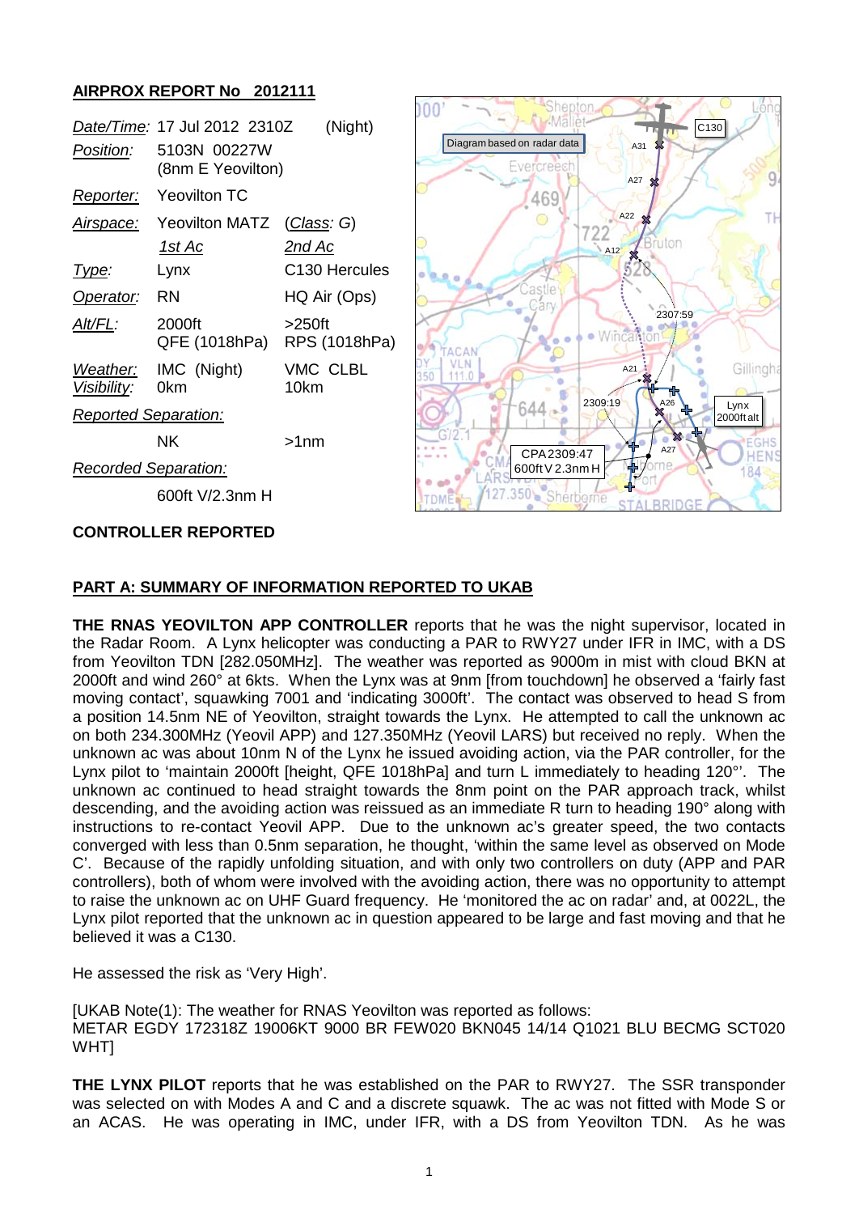## AIRPROX REPORT No 2012111

| | | |
|---|---|---|
| *Date/Time*: | 17 Jul 2012 2310Z (Night) | |
| *Position*: | 5103N 00227W (8nm E Yeovilton) | |
| *Reporter*: | Yeovilton TC | |
| *Airspace*: | Yeovilton MATZ | (*Class*: G) |
| | *1st Ac* | *2nd Ac* |
| *Type*: | Lynx | C130 Hercules |
| *Operator*: | RN | HQ Air (Ops) |
| *Alt/FL*: | 2000ft QFE (1018hPa) | >250ft RPS (1018hPa) |
| *Weather*: | IMC (Night) | VMC CLBL |
| *Visibility*: | 0km | 10km |
| *Reported Separation*: | | |
| | NK | >1nm |
| *Recorded Separation*: | | |
| | 600ft V/2.3nm H | |

Diagram based on radar data

**CONTROLLER REPORTED**

## PART A: SUMMARY OF INFORMATION REPORTED TO UKAB

**THE RNAS YEOVILTON APP CONTROLLER** reports that he was the night supervisor, located in the Radar Room. A Lynx helicopter was conducting a PAR to RWY27 under IFR in IMC, with a DS from Yeovilton TDN [282.050MHz]. The weather was reported as 9000m in mist with cloud BKN at 2000ft and wind 260° at 6kts. When the Lynx was at 9nm [from touchdown] he observed a 'fairly fast moving contact', squawking 7001 and 'indicating 3000ft'. The contact was observed to head S from a position 14.5nm NE of Yeovilton, straight towards the Lynx. He attempted to call the unknown ac on both 234.300MHz (Yeovil APP) and 127.350MHz (Yeovil LARS) but received no reply. When the unknown ac was about 10nm N of the Lynx he issued avoiding action, via the PAR controller, for the Lynx pilot to 'maintain 2000ft [height, QFE 1018hPa] and turn L immediately to heading 120°'. The unknown ac continued to head straight towards the 8nm point on the PAR approach track, whilst descending, and the avoiding action was reissued as an immediate R turn to heading 190° along with instructions to re-contact Yeovil APP. Due to the unknown ac's greater speed, the two contacts converged with less than 0.5nm separation, he thought, 'within the same level as observed on Mode C'. Because of the rapidly unfolding situation, and with only two controllers on duty (APP and PAR controllers), both of whom were involved with the avoiding action, there was no opportunity to attempt to raise the unknown ac on UHF Guard frequency. He 'monitored the ac on radar' and, at 0022L, the Lynx pilot reported that the unknown ac in question appeared to be large and fast moving and that he believed it was a C130.

He assessed the risk as 'Very High'.

[UKAB Note(1): The weather for RNAS Yeovilton was reported as follows:
METAR EGDY 172318Z 19006KT 9000 BR FEW020 BKN045 14/14 Q1021 BLU BECMG SCT020 WHT]

**THE LYNX PILOT** reports that he was established on the PAR to RWY27. The SSR transponder was selected on with Modes A and C and a discrete squawk. The ac was not fitted with Mode S or an ACAS. He was operating in IMC, under IFR, with a DS from Yeovilton TDN. As he was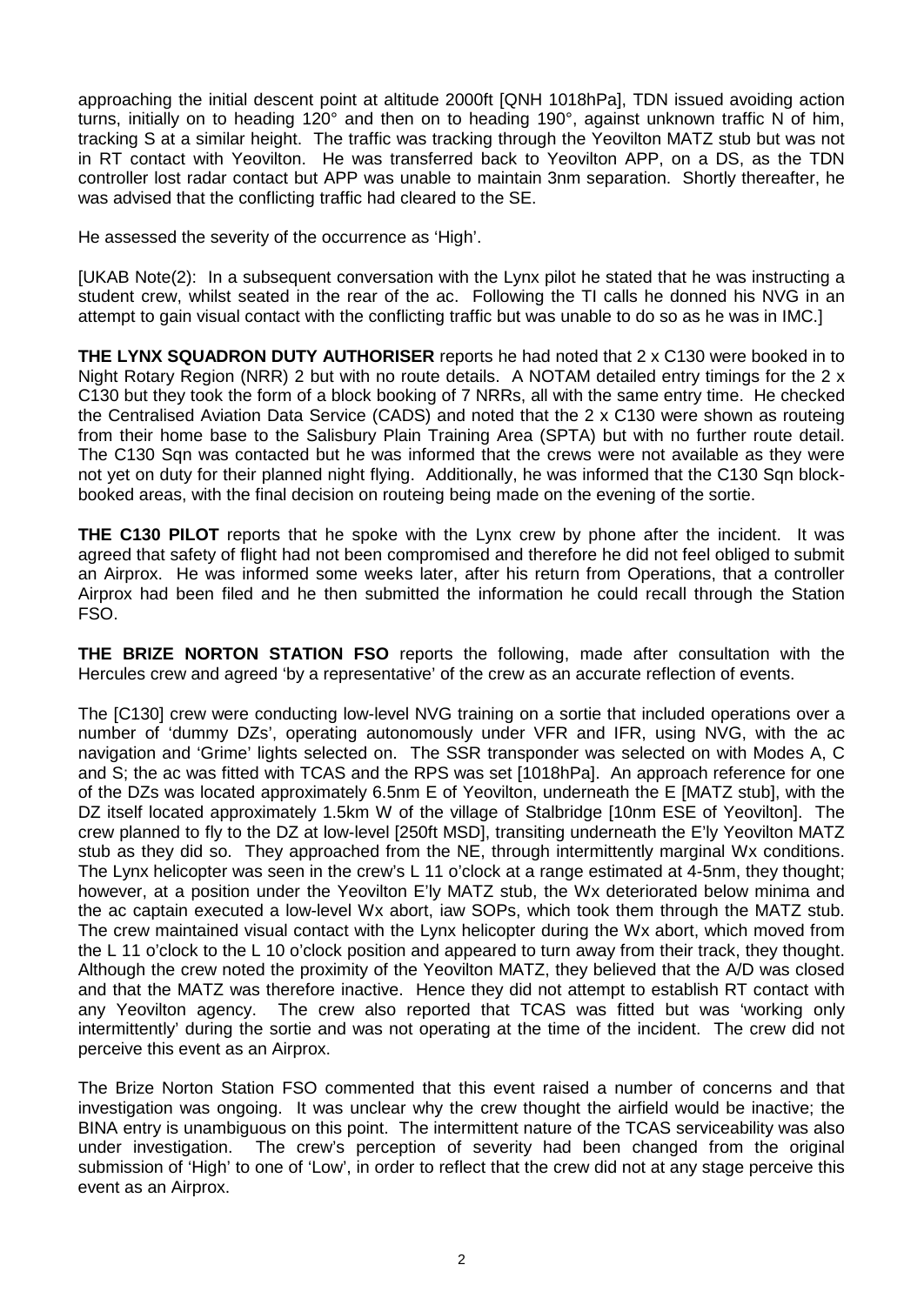approaching the initial descent point at altitude 2000ft [QNH 1018hPa], TDN issued avoiding action turns, initially on to heading 120° and then on to heading 190°, against unknown traffic N of him, tracking S at a similar height. The traffic was tracking through the Yeovilton MATZ stub but was not in RT contact with Yeovilton. He was transferred back to Yeovilton APP, on a DS, as the TDN controller lost radar contact but APP was unable to maintain 3nm separation. Shortly thereafter, he was advised that the conflicting traffic had cleared to the SE.

He assessed the severity of the occurrence as 'High'.

[UKAB Note(2): In a subsequent conversation with the Lynx pilot he stated that he was instructing a student crew, whilst seated in the rear of the ac. Following the TI calls he donned his NVG in an attempt to gain visual contact with the conflicting traffic but was unable to do so as he was in IMC.]

**THE LYNX SQUADRON DUTY AUTHORISER** reports he had noted that 2 x C130 were booked in to Night Rotary Region (NRR) 2 but with no route details. A NOTAM detailed entry timings for the 2 x C130 but they took the form of a block booking of 7 NRRs, all with the same entry time. He checked the Centralised Aviation Data Service (CADS) and noted that the 2 x C130 were shown as routeing from their home base to the Salisbury Plain Training Area (SPTA) but with no further route detail. The C130 Sqn was contacted but he was informed that the crews were not available as they were not yet on duty for their planned night flying. Additionally, he was informed that the C130 Sqn block-booked areas, with the final decision on routeing being made on the evening of the sortie.

**THE C130 PILOT** reports that he spoke with the Lynx crew by phone after the incident. It was agreed that safety of flight had not been compromised and therefore he did not feel obliged to submit an Airprox. He was informed some weeks later, after his return from Operations, that a controller Airprox had been filed and he then submitted the information he could recall through the Station FSO.

**THE BRIZE NORTON STATION FSO** reports the following, made after consultation with the Hercules crew and agreed 'by a representative' of the crew as an accurate reflection of events.

The [C130] crew were conducting low-level NVG training on a sortie that included operations over a number of 'dummy DZs', operating autonomously under VFR and IFR, using NVG, with the ac navigation and 'Grime' lights selected on. The SSR transponder was selected on with Modes A, C and S; the ac was fitted with TCAS and the RPS was set [1018hPa]. An approach reference for one of the DZs was located approximately 6.5nm E of Yeovilton, underneath the E [MATZ stub], with the DZ itself located approximately 1.5km W of the village of Stalbridge [10nm ESE of Yeovilton]. The crew planned to fly to the DZ at low-level [250ft MSD], transiting underneath the E'ly Yeovilton MATZ stub as they did so. They approached from the NE, through intermittently marginal Wx conditions. The Lynx helicopter was seen in the crew's L 11 o'clock at a range estimated at 4-5nm, they thought; however, at a position under the Yeovilton E'ly MATZ stub, the Wx deteriorated below minima and the ac captain executed a low-level Wx abort, iaw SOPs, which took them through the MATZ stub. The crew maintained visual contact with the Lynx helicopter during the Wx abort, which moved from the L 11 o'clock to the L 10 o'clock position and appeared to turn away from their track, they thought. Although the crew noted the proximity of the Yeovilton MATZ, they believed that the A/D was closed and that the MATZ was therefore inactive. Hence they did not attempt to establish RT contact with any Yeovilton agency. The crew also reported that TCAS was fitted but was 'working only intermittently' during the sortie and was not operating at the time of the incident. The crew did not perceive this event as an Airprox.

The Brize Norton Station FSO commented that this event raised a number of concerns and that investigation was ongoing. It was unclear why the crew thought the airfield would be inactive; the BINA entry is unambiguous on this point. The intermittent nature of the TCAS serviceability was also under investigation. The crew's perception of severity had been changed from the original submission of 'High' to one of 'Low', in order to reflect that the crew did not at any stage perceive this event as an Airprox.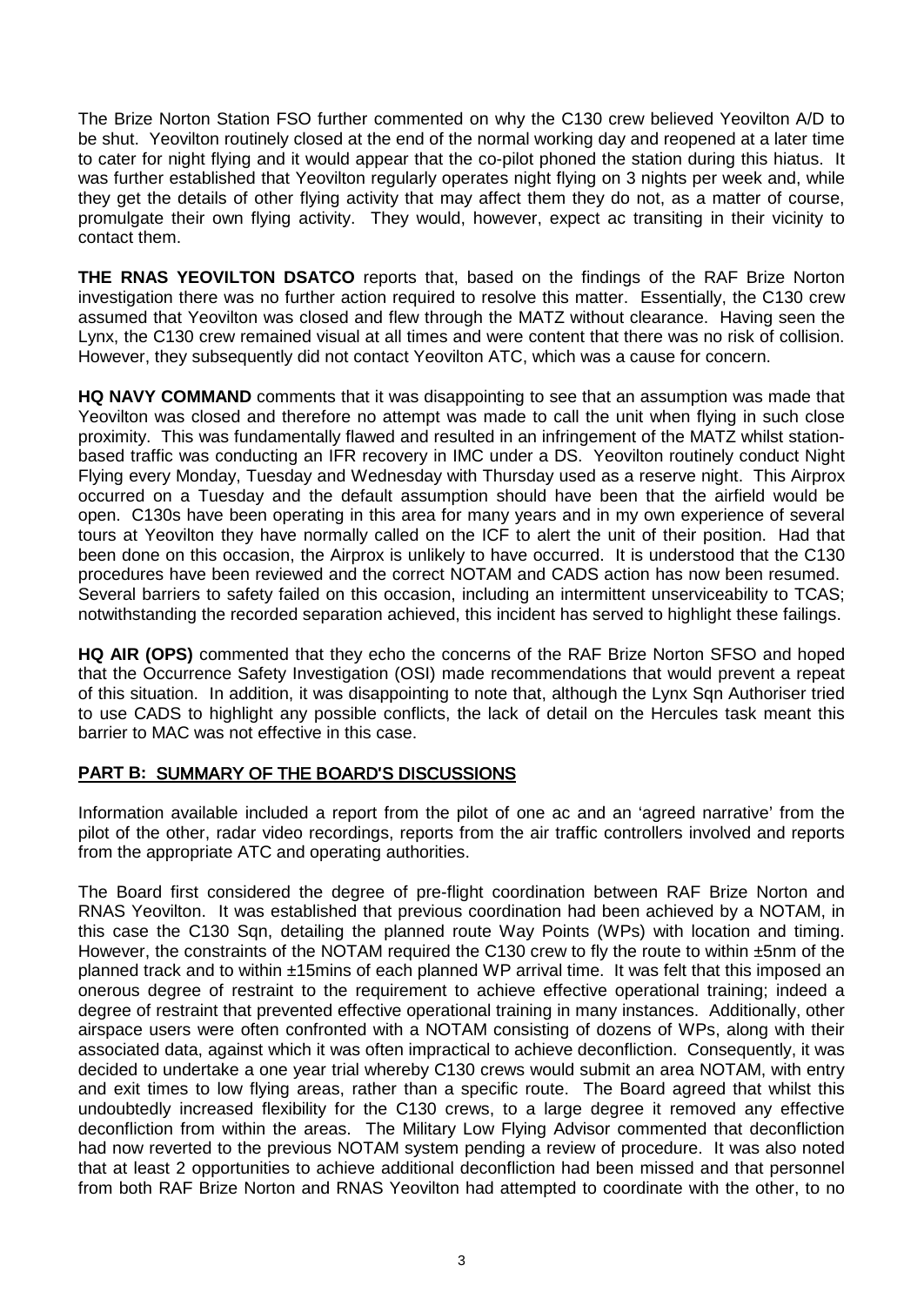The Brize Norton Station FSO further commented on why the C130 crew believed Yeovilton A/D to be shut. Yeovilton routinely closed at the end of the normal working day and reopened at a later time to cater for night flying and it would appear that the co-pilot phoned the station during this hiatus. It was further established that Yeovilton regularly operates night flying on 3 nights per week and, while they get the details of other flying activity that may affect them they do not, as a matter of course, promulgate their own flying activity. They would, however, expect ac transiting in their vicinity to contact them.

**THE RNAS YEOVILTON DSATCO** reports that, based on the findings of the RAF Brize Norton investigation there was no further action required to resolve this matter. Essentially, the C130 crew assumed that Yeovilton was closed and flew through the MATZ without clearance. Having seen the Lynx, the C130 crew remained visual at all times and were content that there was no risk of collision. However, they subsequently did not contact Yeovilton ATC, which was a cause for concern.

**HQ NAVY COMMAND** comments that it was disappointing to see that an assumption was made that Yeovilton was closed and therefore no attempt was made to call the unit when flying in such close proximity. This was fundamentally flawed and resulted in an infringement of the MATZ whilst station-based traffic was conducting an IFR recovery in IMC under a DS. Yeovilton routinely conduct Night Flying every Monday, Tuesday and Wednesday with Thursday used as a reserve night. This Airprox occurred on a Tuesday and the default assumption should have been that the airfield would be open. C130s have been operating in this area for many years and in my own experience of several tours at Yeovilton they have normally called on the ICF to alert the unit of their position. Had that been done on this occasion, the Airprox is unlikely to have occurred. It is understood that the C130 procedures have been reviewed and the correct NOTAM and CADS action has now been resumed. Several barriers to safety failed on this occasion, including an intermittent unserviceability to TCAS; notwithstanding the recorded separation achieved, this incident has served to highlight these failings.

**HQ AIR (OPS)** commented that they echo the concerns of the RAF Brize Norton SFSO and hoped that the Occurrence Safety Investigation (OSI) made recommendations that would prevent a repeat of this situation. In addition, it was disappointing to note that, although the Lynx Sqn Authoriser tried to use CADS to highlight any possible conflicts, the lack of detail on the Hercules task meant this barrier to MAC was not effective in this case.

## PART B: SUMMARY OF THE BOARD'S DISCUSSIONS

Information available included a report from the pilot of one ac and an 'agreed narrative' from the pilot of the other, radar video recordings, reports from the air traffic controllers involved and reports from the appropriate ATC and operating authorities.

The Board first considered the degree of pre-flight coordination between RAF Brize Norton and RNAS Yeovilton. It was established that previous coordination had been achieved by a NOTAM, in this case the C130 Sqn, detailing the planned route Way Points (WPs) with location and timing. However, the constraints of the NOTAM required the C130 crew to fly the route to within ±5nm of the planned track and to within ±15mins of each planned WP arrival time. It was felt that this imposed an onerous degree of restraint to the requirement to achieve effective operational training; indeed a degree of restraint that prevented effective operational training in many instances. Additionally, other airspace users were often confronted with a NOTAM consisting of dozens of WPs, along with their associated data, against which it was often impractical to achieve deconfliction. Consequently, it was decided to undertake a one year trial whereby C130 crews would submit an area NOTAM, with entry and exit times to low flying areas, rather than a specific route. The Board agreed that whilst this undoubtedly increased flexibility for the C130 crews, to a large degree it removed any effective deconfliction from within the areas. The Military Low Flying Advisor commented that deconfliction had now reverted to the previous NOTAM system pending a review of procedure. It was also noted that at least 2 opportunities to achieve additional deconfliction had been missed and that personnel from both RAF Brize Norton and RNAS Yeovilton had attempted to coordinate with the other, to no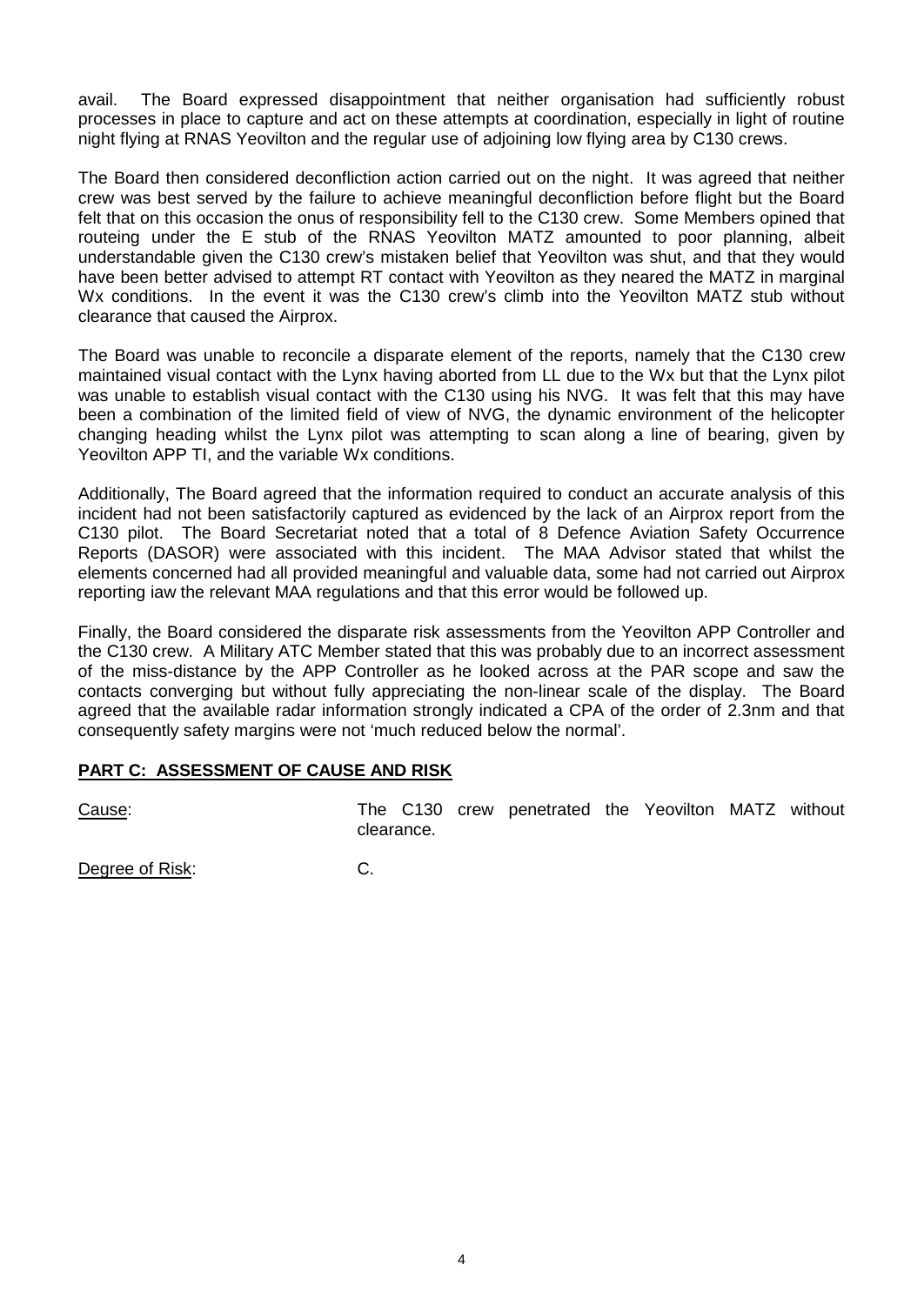avail. The Board expressed disappointment that neither organisation had sufficiently robust processes in place to capture and act on these attempts at coordination, especially in light of routine night flying at RNAS Yeovilton and the regular use of adjoining low flying area by C130 crews.

The Board then considered deconfliction action carried out on the night. It was agreed that neither crew was best served by the failure to achieve meaningful deconfliction before flight but the Board felt that on this occasion the onus of responsibility fell to the C130 crew. Some Members opined that routeing under the E stub of the RNAS Yeovilton MATZ amounted to poor planning, albeit understandable given the C130 crew's mistaken belief that Yeovilton was shut, and that they would have been better advised to attempt RT contact with Yeovilton as they neared the MATZ in marginal Wx conditions. In the event it was the C130 crew's climb into the Yeovilton MATZ stub without clearance that caused the Airprox.

The Board was unable to reconcile a disparate element of the reports, namely that the C130 crew maintained visual contact with the Lynx having aborted from LL due to the Wx but that the Lynx pilot was unable to establish visual contact with the C130 using his NVG. It was felt that this may have been a combination of the limited field of view of NVG, the dynamic environment of the helicopter changing heading whilst the Lynx pilot was attempting to scan along a line of bearing, given by Yeovilton APP TI, and the variable Wx conditions.

Additionally, The Board agreed that the information required to conduct an accurate analysis of this incident had not been satisfactorily captured as evidenced by the lack of an Airprox report from the C130 pilot. The Board Secretariat noted that a total of 8 Defence Aviation Safety Occurrence Reports (DASOR) were associated with this incident. The MAA Advisor stated that whilst the elements concerned had all provided meaningful and valuable data, some had not carried out Airprox reporting iaw the relevant MAA regulations and that this error would be followed up.

Finally, the Board considered the disparate risk assessments from the Yeovilton APP Controller and the C130 crew. A Military ATC Member stated that this was probably due to an incorrect assessment of the miss-distance by the APP Controller as he looked across at the PAR scope and saw the contacts converging but without fully appreciating the non-linear scale of the display. The Board agreed that the available radar information strongly indicated a CPA of the order of 2.3nm and that consequently safety margins were not 'much reduced below the normal'.

## PART C: ASSESSMENT OF CAUSE AND RISK

Cause: The C130 crew penetrated the Yeovilton MATZ without clearance.

Degree of Risk: C.